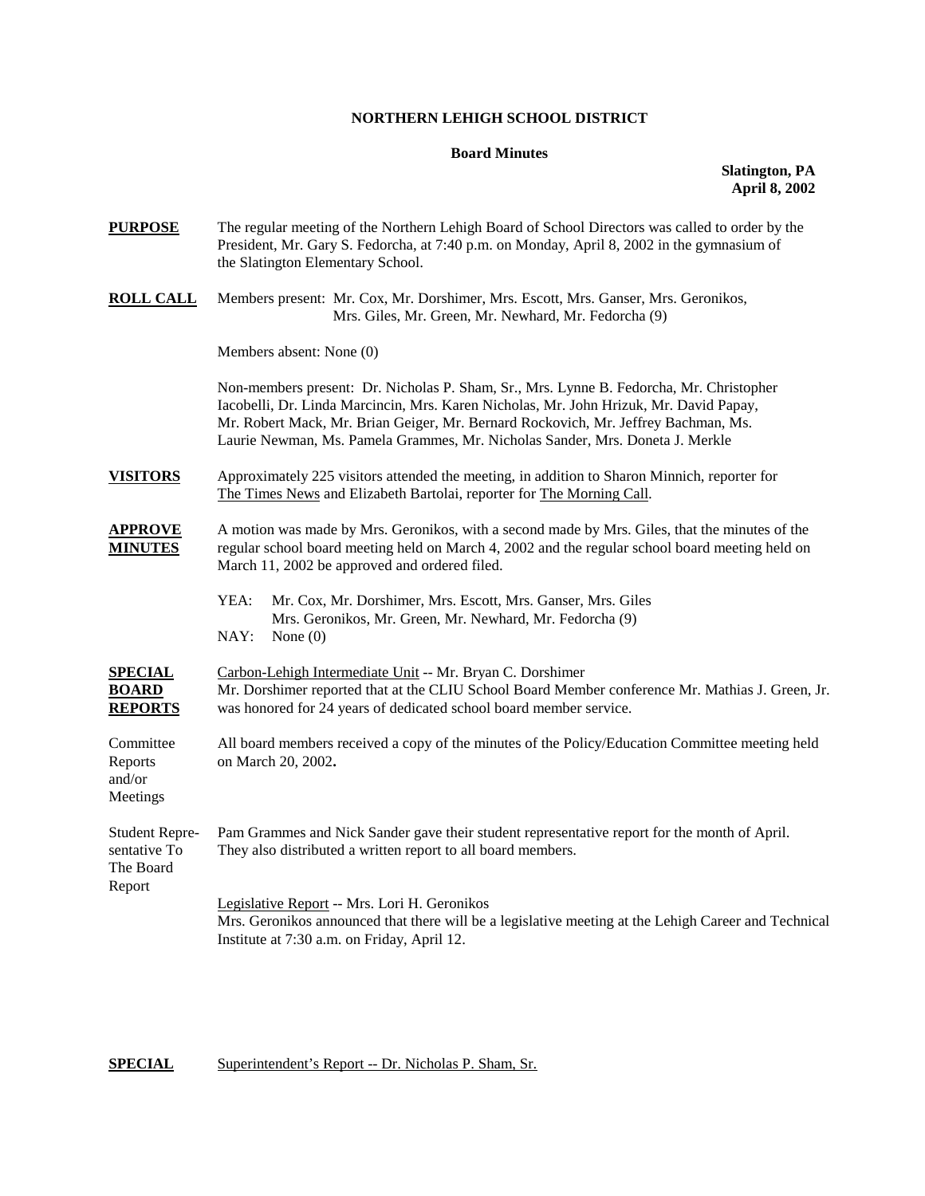**NORTHERN LEHIGH SCHOOL DISTRICT**

**Board Minutes**

**Slatington, PA**
**April 8, 2002**

**PURPOSE** The regular meeting of the Northern Lehigh Board of School Directors was called to order by the President, Mr. Gary S. Fedorcha, at 7:40 p.m. on Monday, April 8, 2002 in the gymnasium of the Slatington Elementary School.

**ROLL CALL** Members present: Mr. Cox, Mr. Dorshimer, Mrs. Escott, Mrs. Ganser, Mrs. Geronikos, Mrs. Giles, Mr. Green, Mr. Newhard, Mr. Fedorcha (9)

Members absent: None (0)

Non-members present: Dr. Nicholas P. Sham, Sr., Mrs. Lynne B. Fedorcha, Mr. Christopher Iacobelli, Dr. Linda Marcincin, Mrs. Karen Nicholas, Mr. John Hrizuk, Mr. David Papay, Mr. Robert Mack, Mr. Brian Geiger, Mr. Bernard Rockovich, Mr. Jeffrey Bachman, Ms. Laurie Newman, Ms. Pamela Grammes, Mr. Nicholas Sander, Mrs. Doneta J. Merkle

**VISITORS** Approximately 225 visitors attended the meeting, in addition to Sharon Minnich, reporter for The Times News and Elizabeth Bartolai, reporter for The Morning Call.

**APPROVE MINUTES** A motion was made by Mrs. Geronikos, with a second made by Mrs. Giles, that the minutes of the regular school board meeting held on March 4, 2002 and the regular school board meeting held on March 11, 2002 be approved and ordered filed.

YEA: Mr. Cox, Mr. Dorshimer, Mrs. Escott, Mrs. Ganser, Mrs. Giles Mrs. Geronikos, Mr. Green, Mr. Newhard, Mr. Fedorcha (9)
NAY: None (0)

**SPECIAL BOARD REPORTS** Carbon-Lehigh Intermediate Unit -- Mr. Bryan C. Dorshimer
Mr. Dorshimer reported that at the CLIU School Board Member conference Mr. Mathias J. Green, Jr. was honored for 24 years of dedicated school board member service.

Committee Reports and/or Meetings: All board members received a copy of the minutes of the Policy/Education Committee meeting held on March 20, 2002**.**

Student Representative To The Board Report: Pam Grammes and Nick Sander gave their student representative report for the month of April. They also distributed a written report to all board members.

Legislative Report -- Mrs. Lori H. Geronikos
Mrs. Geronikos announced that there will be a legislative meeting at the Lehigh Career and Technical Institute at 7:30 a.m. on Friday, April 12.

**SPECIAL** Superintendent's Report -- Dr. Nicholas P. Sham, Sr.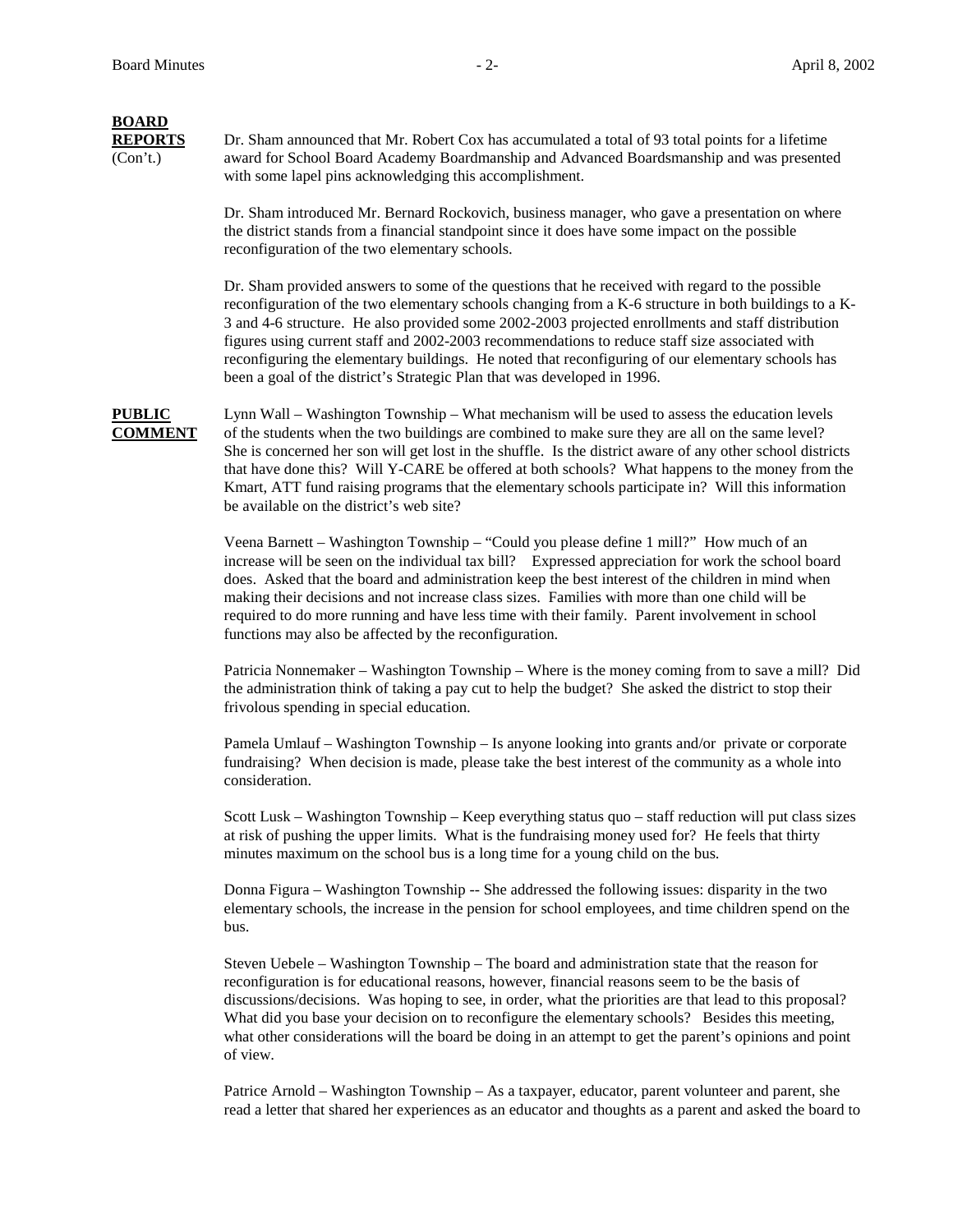**BOARD REPORTS** (Con't.)

Dr. Sham announced that Mr. Robert Cox has accumulated a total of 93 total points for a lifetime award for School Board Academy Boardmanship and Advanced Boardsmanship and was presented with some lapel pins acknowledging this accomplishment.

Dr. Sham introduced Mr. Bernard Rockovich, business manager, who gave a presentation on where the district stands from a financial standpoint since it does have some impact on the possible reconfiguration of the two elementary schools.

Dr. Sham provided answers to some of the questions that he received with regard to the possible reconfiguration of the two elementary schools changing from a K-6 structure in both buildings to a K-3 and 4-6 structure. He also provided some 2002-2003 projected enrollments and staff distribution figures using current staff and 2002-2003 recommendations to reduce staff size associated with reconfiguring the elementary buildings. He noted that reconfiguring of our elementary schools has been a goal of the district's Strategic Plan that was developed in 1996.

**PUBLIC COMMENT**

Lynn Wall – Washington Township – What mechanism will be used to assess the education levels of the students when the two buildings are combined to make sure they are all on the same level? She is concerned her son will get lost in the shuffle. Is the district aware of any other school districts that have done this? Will Y-CARE be offered at both schools? What happens to the money from the Kmart, ATT fund raising programs that the elementary schools participate in? Will this information be available on the district's web site?

Veena Barnett – Washington Township – "Could you please define 1 mill?" How much of an increase will be seen on the individual tax bill? Expressed appreciation for work the school board does. Asked that the board and administration keep the best interest of the children in mind when making their decisions and not increase class sizes. Families with more than one child will be required to do more running and have less time with their family. Parent involvement in school functions may also be affected by the reconfiguration.

Patricia Nonnemaker – Washington Township – Where is the money coming from to save a mill? Did the administration think of taking a pay cut to help the budget? She asked the district to stop their frivolous spending in special education.

Pamela Umlauf – Washington Township – Is anyone looking into grants and/or private or corporate fundraising? When decision is made, please take the best interest of the community as a whole into consideration.

Scott Lusk – Washington Township – Keep everything status quo – staff reduction will put class sizes at risk of pushing the upper limits. What is the fundraising money used for? He feels that thirty minutes maximum on the school bus is a long time for a young child on the bus.

Donna Figura – Washington Township -- She addressed the following issues: disparity in the two elementary schools, the increase in the pension for school employees, and time children spend on the bus.

Steven Uebele – Washington Township – The board and administration state that the reason for reconfiguration is for educational reasons, however, financial reasons seem to be the basis of discussions/decisions. Was hoping to see, in order, what the priorities are that lead to this proposal? What did you base your decision on to reconfigure the elementary schools? Besides this meeting, what other considerations will the board be doing in an attempt to get the parent's opinions and point of view.

Patrice Arnold – Washington Township – As a taxpayer, educator, parent volunteer and parent, she read a letter that shared her experiences as an educator and thoughts as a parent and asked the board to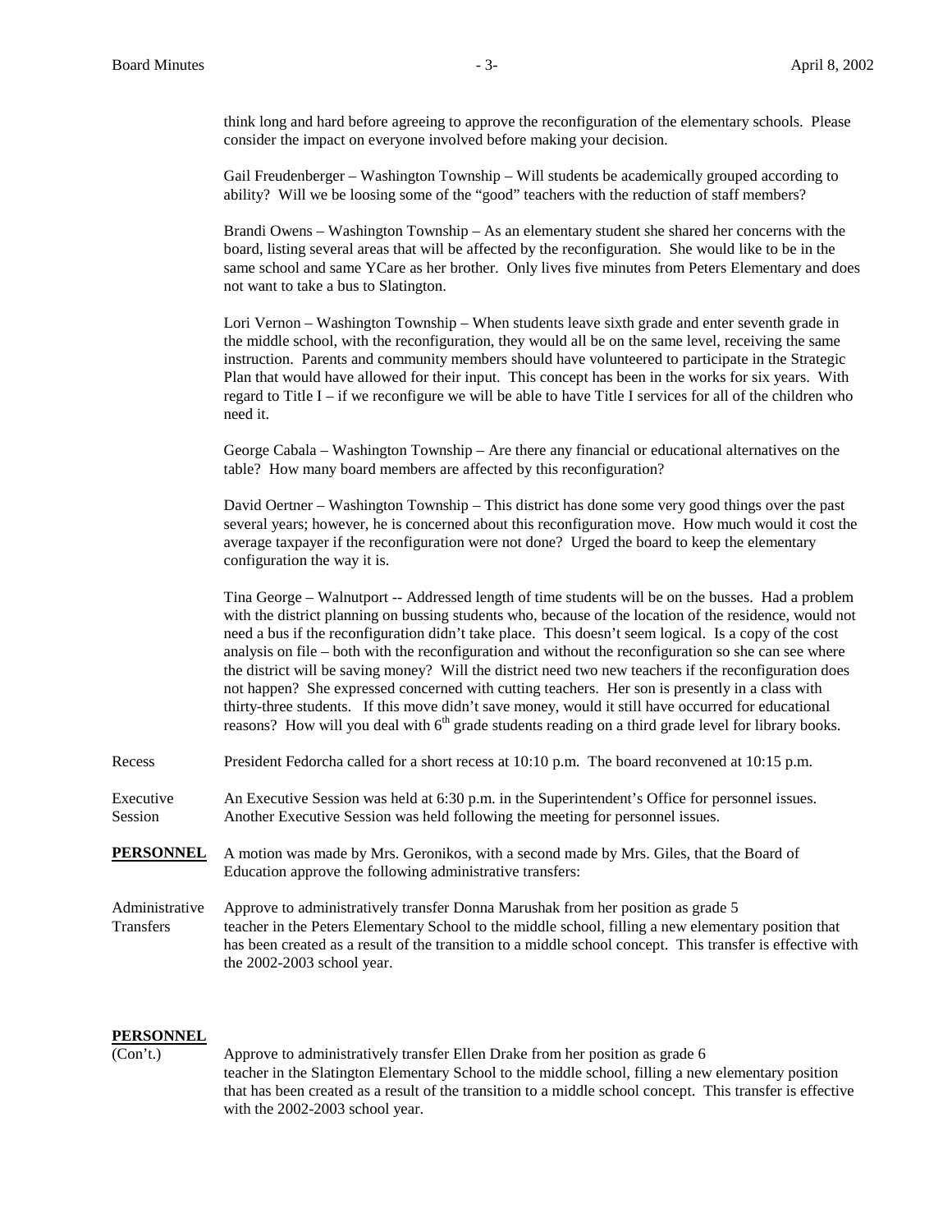think long and hard before agreeing to approve the reconfiguration of the elementary schools. Please consider the impact on everyone involved before making your decision.

Gail Freudenberger – Washington Township – Will students be academically grouped according to ability? Will we be loosing some of the "good" teachers with the reduction of staff members?

Brandi Owens – Washington Township – As an elementary student she shared her concerns with the board, listing several areas that will be affected by the reconfiguration. She would like to be in the same school and same YCare as her brother. Only lives five minutes from Peters Elementary and does not want to take a bus to Slatington.

Lori Vernon – Washington Township – When students leave sixth grade and enter seventh grade in the middle school, with the reconfiguration, they would all be on the same level, receiving the same instruction. Parents and community members should have volunteered to participate in the Strategic Plan that would have allowed for their input. This concept has been in the works for six years. With regard to Title I – if we reconfigure we will be able to have Title I services for all of the children who need it.

George Cabala – Washington Township – Are there any financial or educational alternatives on the table? How many board members are affected by this reconfiguration?

David Oertner – Washington Township – This district has done some very good things over the past several years; however, he is concerned about this reconfiguration move. How much would it cost the average taxpayer if the reconfiguration were not done? Urged the board to keep the elementary configuration the way it is.

Tina George – Walnutport -- Addressed length of time students will be on the busses. Had a problem with the district planning on bussing students who, because of the location of the residence, would not need a bus if the reconfiguration didn't take place. This doesn't seem logical. Is a copy of the cost analysis on file – both with the reconfiguration and without the reconfiguration so she can see where the district will be saving money? Will the district need two new teachers if the reconfiguration does not happen? She expressed concerned with cutting teachers. Her son is presently in a class with thirty-three students. If this move didn't save money, would it still have occurred for educational reasons? How will you deal with 6th grade students reading on a third grade level for library books.

Recess — President Fedorcha called for a short recess at 10:10 p.m. The board reconvened at 10:15 p.m.

Executive Session — An Executive Session was held at 6:30 p.m. in the Superintendent's Office for personnel issues. Another Executive Session was held following the meeting for personnel issues.

**PERSONNEL** — A motion was made by Mrs. Geronikos, with a second made by Mrs. Giles, that the Board of Education approve the following administrative transfers:

Administrative Transfers — Approve to administratively transfer Donna Marushak from her position as grade 5 teacher in the Peters Elementary School to the middle school, filling a new elementary position that has been created as a result of the transition to a middle school concept. This transfer is effective with the 2002-2003 school year.

**PERSONNEL** (Con't.)

Approve to administratively transfer Ellen Drake from her position as grade 6 teacher in the Slatington Elementary School to the middle school, filling a new elementary position that has been created as a result of the transition to a middle school concept. This transfer is effective with the 2002-2003 school year.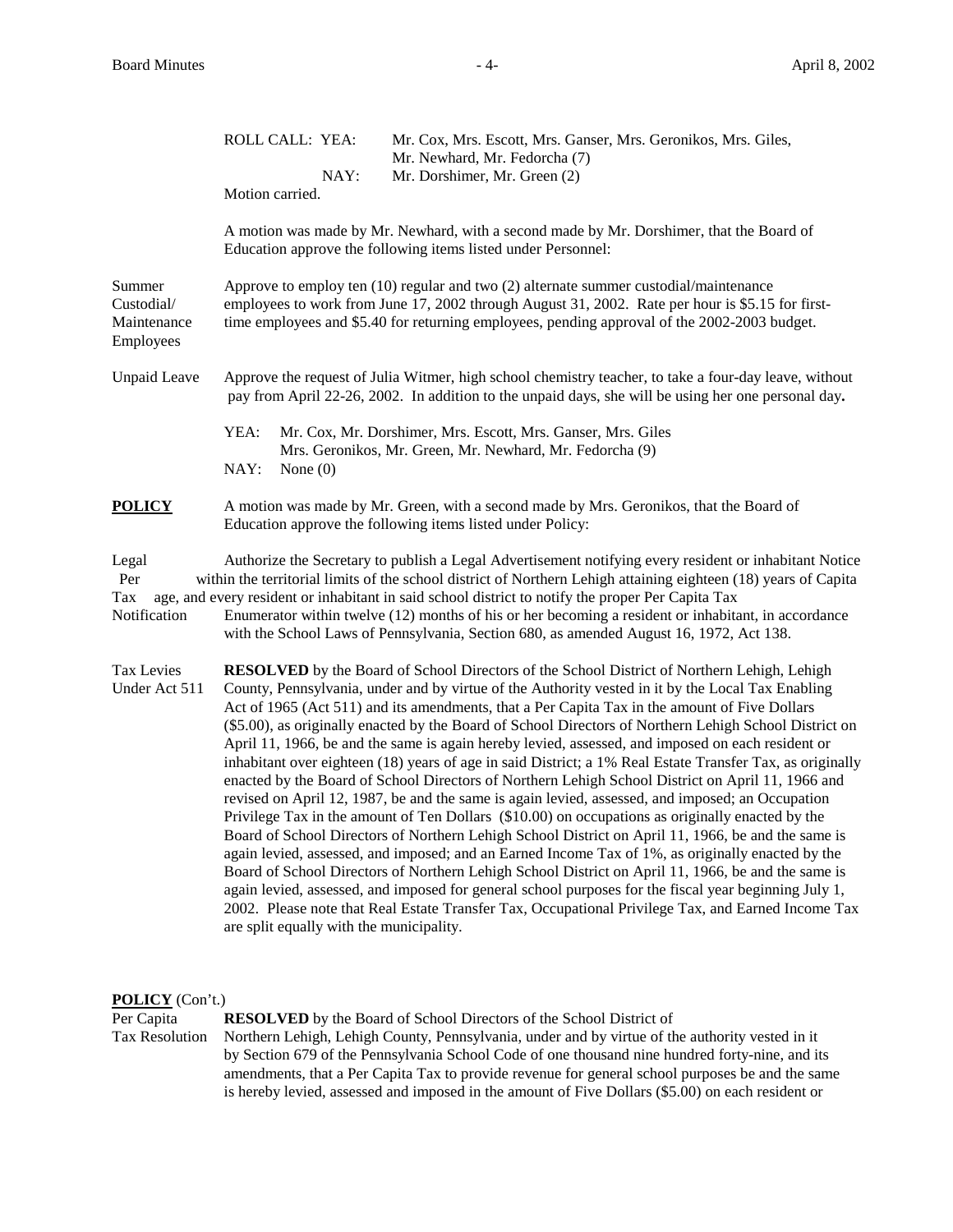ROLL CALL: YEA: Mr. Cox, Mrs. Escott, Mrs. Ganser, Mrs. Geronikos, Mrs. Giles, Mr. Newhard, Mr. Fedorcha (7)
NAY: Mr. Dorshimer, Mr. Green (2)
Motion carried.

A motion was made by Mr. Newhard, with a second made by Mr. Dorshimer, that the Board of Education approve the following items listed under Personnel:

**Summer Custodial/ Maintenance Employees**

Approve to employ ten (10) regular and two (2) alternate summer custodial/maintenance employees to work from June 17, 2002 through August 31, 2002. Rate per hour is $5.15 for first-time employees and $5.40 for returning employees, pending approval of the 2002-2003 budget.

**Unpaid Leave**

Approve the request of Julia Witmer, high school chemistry teacher, to take a four-day leave, without pay from April 22-26, 2002. In addition to the unpaid days, she will be using her one personal day.

YEA: Mr. Cox, Mr. Dorshimer, Mrs. Escott, Mrs. Ganser, Mrs. Giles Mrs. Geronikos, Mr. Green, Mr. Newhard, Mr. Fedorcha (9)
NAY: None (0)

## POLICY

A motion was made by Mr. Green, with a second made by Mrs. Geronikos, that the Board of Education approve the following items listed under Policy:

**Legal Notice Per Capita Tax Notification**

Authorize the Secretary to publish a Legal Advertisement notifying every resident or inhabitant within the territorial limits of the school district of Northern Lehigh attaining eighteen (18) years of age, and every resident or inhabitant in said school district to notify the proper Per Capita Tax Enumerator within twelve (12) months of his or her becoming a resident or inhabitant, in accordance with the School Laws of Pennsylvania, Section 680, as amended August 16, 1972, Act 138.

**Tax Levies Under Act 511**

**RESOLVED** by the Board of School Directors of the School District of Northern Lehigh, Lehigh County, Pennsylvania, under and by virtue of the Authority vested in it by the Local Tax Enabling Act of 1965 (Act 511) and its amendments, that a Per Capita Tax in the amount of Five Dollars ($5.00), as originally enacted by the Board of School Directors of Northern Lehigh School District on April 11, 1966, be and the same is again hereby levied, assessed, and imposed on each resident or inhabitant over eighteen (18) years of age in said District; a 1% Real Estate Transfer Tax, as originally enacted by the Board of School Directors of Northern Lehigh School District on April 11, 1966 and revised on April 12, 1987, be and the same is again levied, assessed, and imposed; an Occupation Privilege Tax in the amount of Ten Dollars ($10.00) on occupations as originally enacted by the Board of School Directors of Northern Lehigh School District on April 11, 1966, be and the same is again levied, assessed, and imposed; and an Earned Income Tax of 1%, as originally enacted by the Board of School Directors of Northern Lehigh School District on April 11, 1966, be and the same is again levied, assessed, and imposed for general school purposes for the fiscal year beginning July 1, 2002. Please note that Real Estate Transfer Tax, Occupational Privilege Tax, and Earned Income Tax are split equally with the municipality.

## POLICY (Con't.)

**Per Capita Tax Resolution**

**RESOLVED** by the Board of School Directors of the School District of Northern Lehigh, Lehigh County, Pennsylvania, under and by virtue of the authority vested in it by Section 679 of the Pennsylvania School Code of one thousand nine hundred forty-nine, and its amendments, that a Per Capita Tax to provide revenue for general school purposes be and the same is hereby levied, assessed and imposed in the amount of Five Dollars ($5.00) on each resident or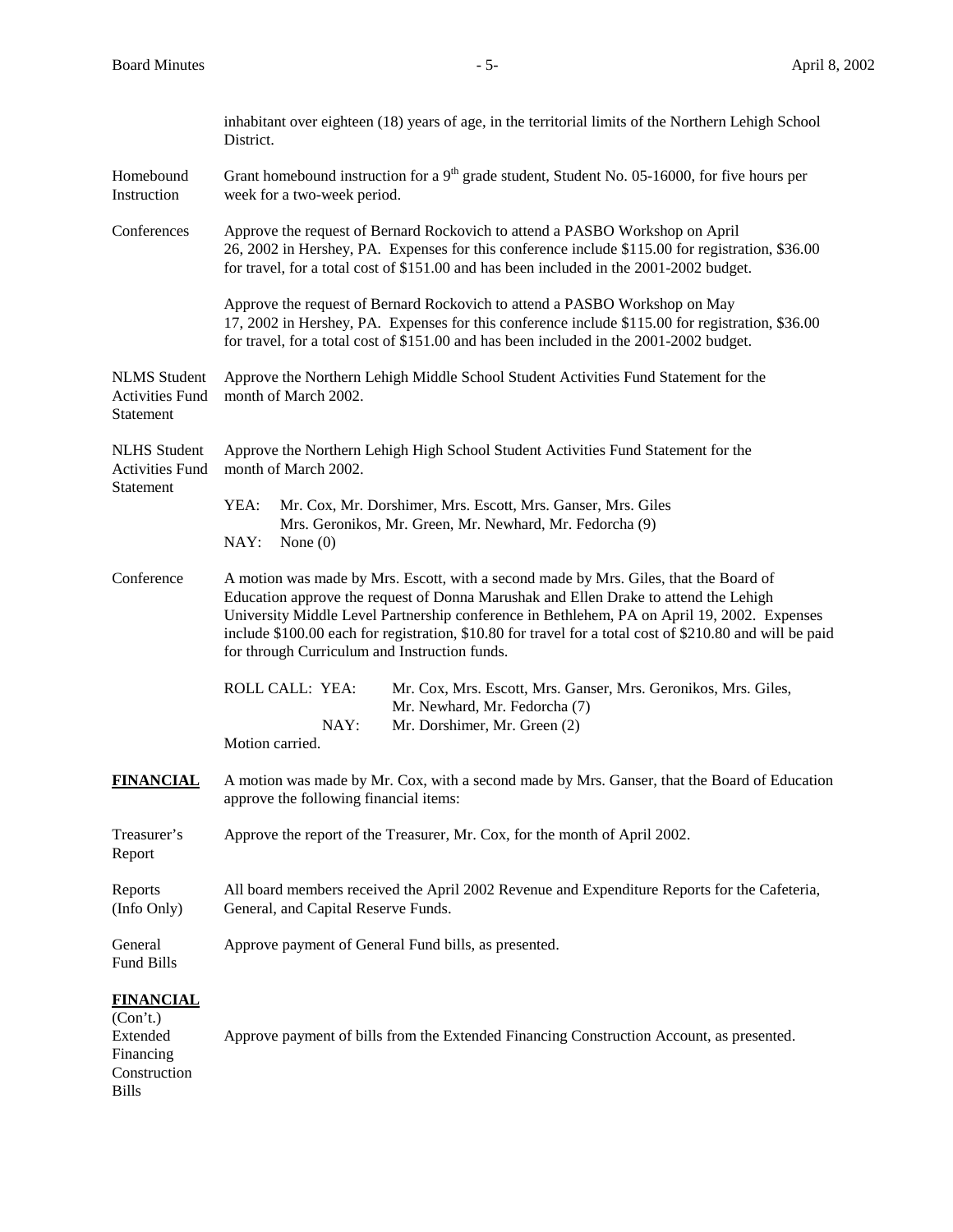inhabitant over eighteen (18) years of age, in the territorial limits of the Northern Lehigh School District.

**Homebound Instruction**

Grant homebound instruction for a 9th grade student, Student No. 05-16000, for five hours per week for a two-week period.

**Conferences**

Approve the request of Bernard Rockovich to attend a PASBO Workshop on April 26, 2002 in Hershey, PA. Expenses for this conference include $115.00 for registration, $36.00 for travel, for a total cost of $151.00 and has been included in the 2001-2002 budget.

Approve the request of Bernard Rockovich to attend a PASBO Workshop on May 17, 2002 in Hershey, PA. Expenses for this conference include $115.00 for registration, $36.00 for travel, for a total cost of $151.00 and has been included in the 2001-2002 budget.

**NLMS Student Activities Fund Statement**

Approve the Northern Lehigh Middle School Student Activities Fund Statement for the month of March 2002.

**NLHS Student Activities Fund Statement**

Approve the Northern Lehigh High School Student Activities Fund Statement for the month of March 2002.

YEA: Mr. Cox, Mr. Dorshimer, Mrs. Escott, Mrs. Ganser, Mrs. Giles Mrs. Geronikos, Mr. Green, Mr. Newhard, Mr. Fedorcha (9)
NAY: None (0)

**Conference**

A motion was made by Mrs. Escott, with a second made by Mrs. Giles, that the Board of Education approve the request of Donna Marushak and Ellen Drake to attend the Lehigh University Middle Level Partnership conference in Bethlehem, PA on April 19, 2002. Expenses include $100.00 each for registration, $10.80 for travel for a total cost of $210.80 and will be paid for through Curriculum and Instruction funds.

ROLL CALL: YEA: Mr. Cox, Mrs. Escott, Mrs. Ganser, Mrs. Geronikos, Mrs. Giles, Mr. Newhard, Mr. Fedorcha (7)
NAY: Mr. Dorshimer, Mr. Green (2)

Motion carried.

## FINANCIAL

A motion was made by Mr. Cox, with a second made by Mrs. Ganser, that the Board of Education approve the following financial items:

**Treasurer's Report**

Approve the report of the Treasurer, Mr. Cox, for the month of April 2002.

**Reports (Info Only)**

All board members received the April 2002 Revenue and Expenditure Reports for the Cafeteria, General, and Capital Reserve Funds.

**General Fund Bills**

Approve payment of General Fund bills, as presented.

## FINANCIAL (Con't.)

**Extended Financing Construction Bills**

Approve payment of bills from the Extended Financing Construction Account, as presented.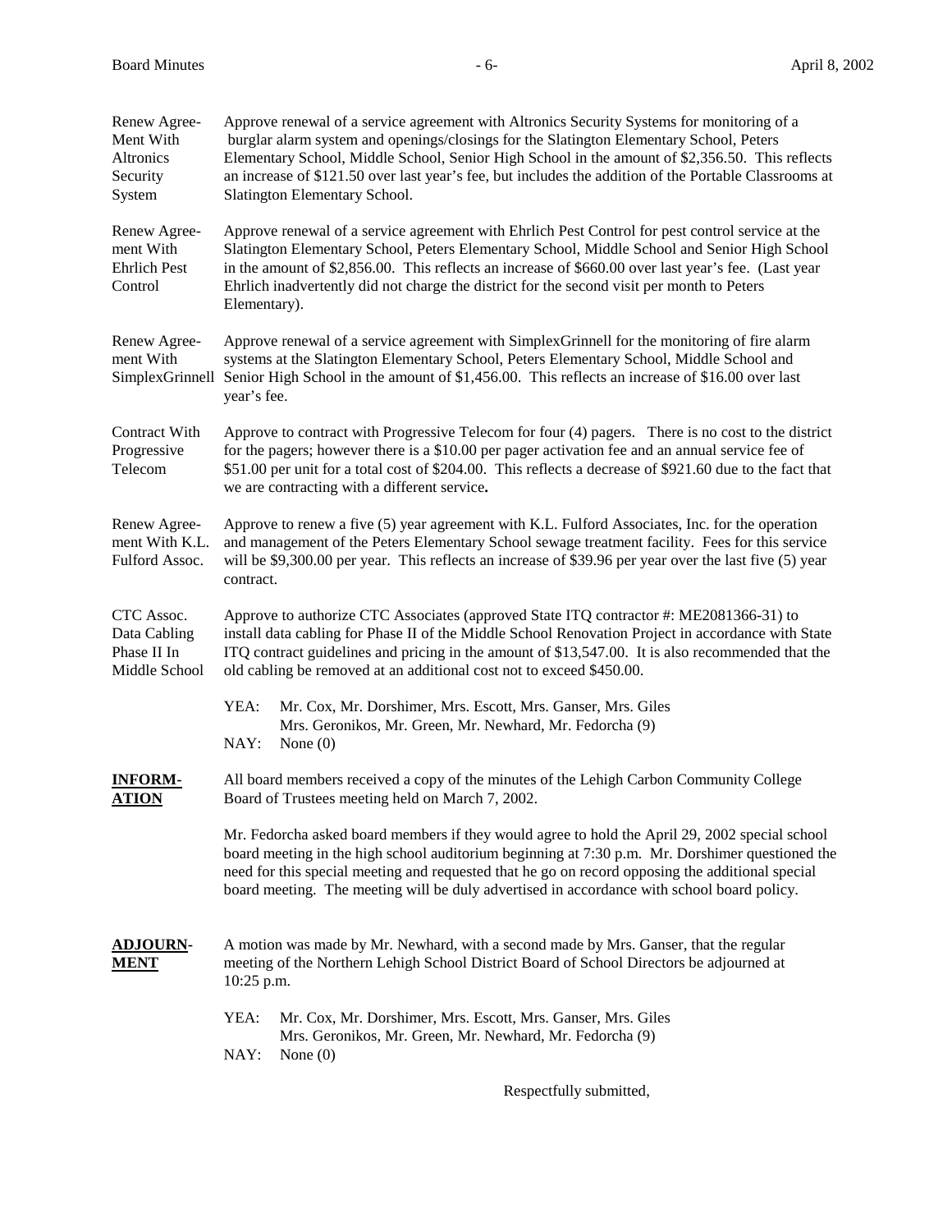**Renew Agreement With Altronics Security System**

Approve renewal of a service agreement with Altronics Security Systems for monitoring of a burglar alarm system and openings/closings for the Slatington Elementary School, Peters Elementary School, Middle School, Senior High School in the amount of $2,356.50. This reflects an increase of $121.50 over last year's fee, but includes the addition of the Portable Classrooms at Slatington Elementary School.

**Renew Agreement With Ehrlich Pest Control**

Approve renewal of a service agreement with Ehrlich Pest Control for pest control service at the Slatington Elementary School, Peters Elementary School, Middle School and Senior High School in the amount of $2,856.00. This reflects an increase of $660.00 over last year's fee. (Last year Ehrlich inadvertently did not charge the district for the second visit per month to Peters Elementary).

**Renew Agreement With SimplexGrinnell**

Approve renewal of a service agreement with SimplexGrinnell for the monitoring of fire alarm systems at the Slatington Elementary School, Peters Elementary School, Middle School and Senior High School in the amount of $1,456.00. This reflects an increase of $16.00 over last year's fee.

**Contract With Progressive Telecom**

Approve to contract with Progressive Telecom for four (4) pagers. There is no cost to the district for the pagers; however there is a $10.00 per pager activation fee and an annual service fee of $51.00 per unit for a total cost of $204.00. This reflects a decrease of $921.60 due to the fact that we are contracting with a different service**.**

**Renew Agreement With K.L. Fulford Assoc.**

Approve to renew a five (5) year agreement with K.L. Fulford Associates, Inc. for the operation and management of the Peters Elementary School sewage treatment facility. Fees for this service will be $9,300.00 per year. This reflects an increase of $39.96 per year over the last five (5) year contract.

**CTC Assoc. Data Cabling Phase II In Middle School**

Approve to authorize CTC Associates (approved State ITQ contractor #: ME2081366-31) to install data cabling for Phase II of the Middle School Renovation Project in accordance with State ITQ contract guidelines and pricing in the amount of $13,547.00. It is also recommended that the old cabling be removed at an additional cost not to exceed $450.00.

YEA: Mr. Cox, Mr. Dorshimer, Mrs. Escott, Mrs. Ganser, Mrs. Giles Mrs. Geronikos, Mr. Green, Mr. Newhard, Mr. Fedorcha (9)
NAY: None (0)

## INFORMATION

All board members received a copy of the minutes of the Lehigh Carbon Community College Board of Trustees meeting held on March 7, 2002.

Mr. Fedorcha asked board members if they would agree to hold the April 29, 2002 special school board meeting in the high school auditorium beginning at 7:30 p.m. Mr. Dorshimer questioned the need for this special meeting and requested that he go on record opposing the additional special board meeting. The meeting will be duly advertised in accordance with school board policy.

## ADJOURNMENT

A motion was made by Mr. Newhard, with a second made by Mrs. Ganser, that the regular meeting of the Northern Lehigh School District Board of School Directors be adjourned at 10:25 p.m.

YEA: Mr. Cox, Mr. Dorshimer, Mrs. Escott, Mrs. Ganser, Mrs. Giles Mrs. Geronikos, Mr. Green, Mr. Newhard, Mr. Fedorcha (9)
NAY: None (0)

Respectfully submitted,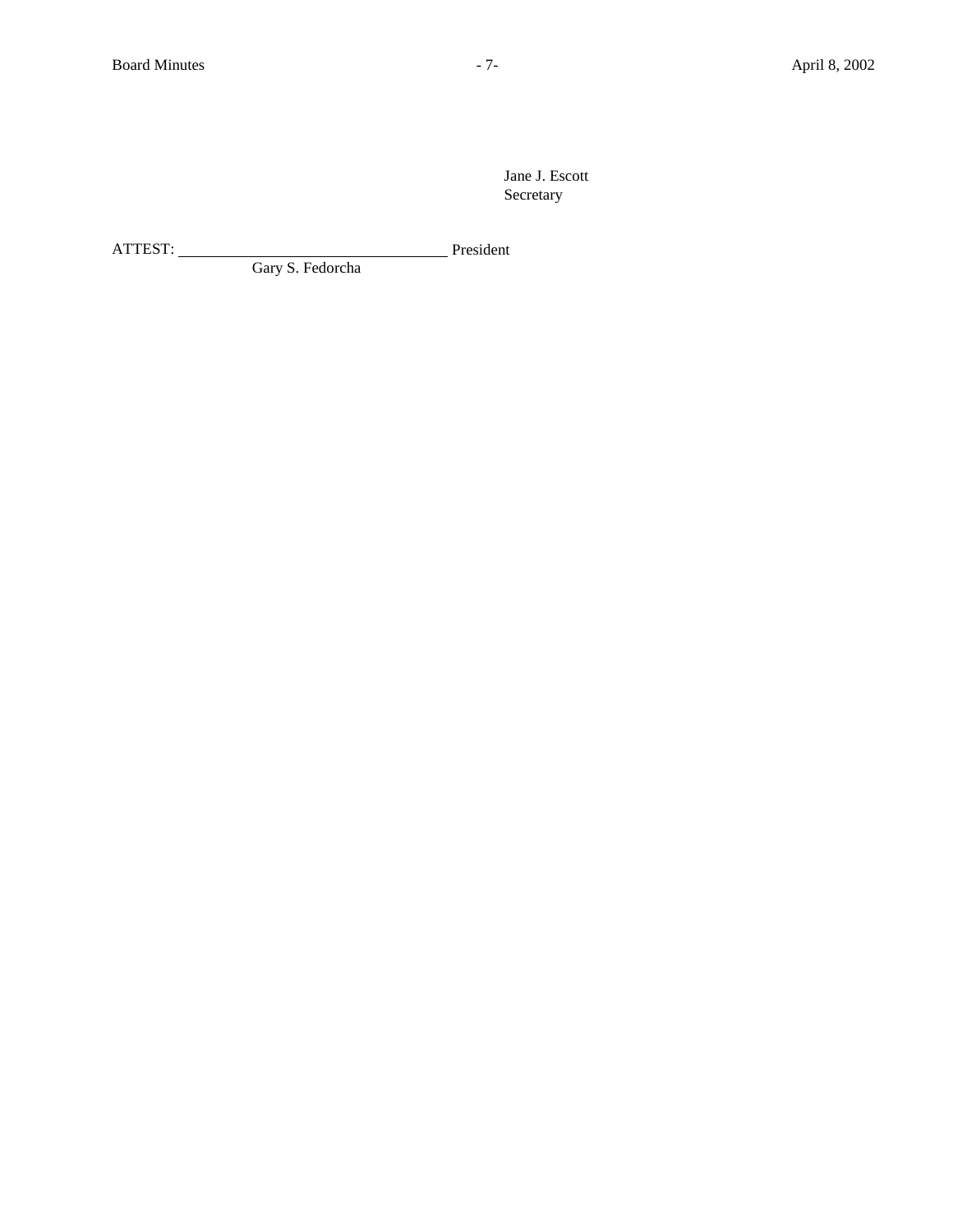Jane J. Escott
Secretary

ATTEST: ______________________________ President
Gary S. Fedorcha